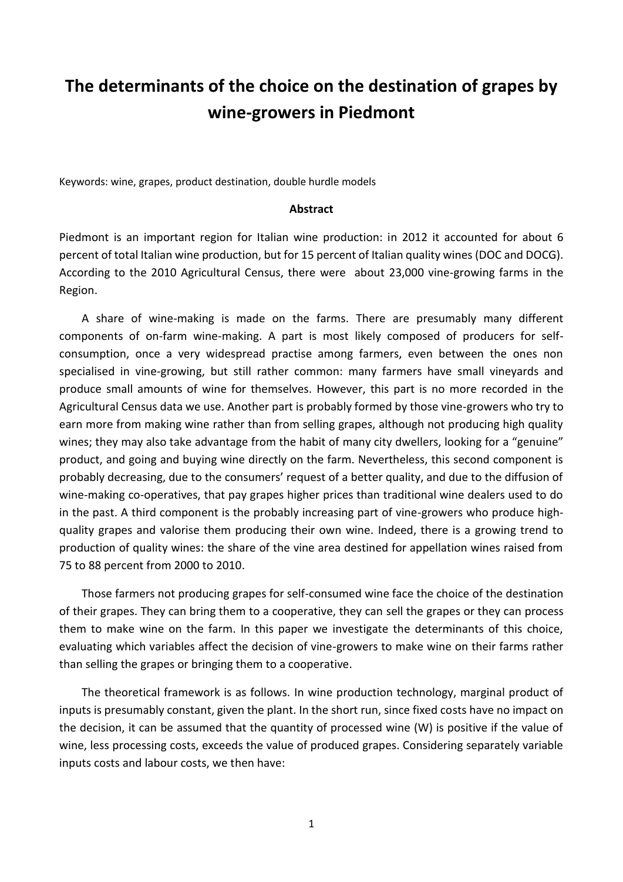# The determinants of the choice on the destination of grapes by wine-growers in Piedmont

Keywords: wine, grapes, product destination, double hurdle models

**Abstract**

Piedmont is an important region for Italian wine production: in 2012 it accounted for about 6 percent of total Italian wine production, but for 15 percent of Italian quality wines (DOC and DOCG). According to the 2010 Agricultural Census, there were about 23,000 vine-growing farms in the Region.

A share of wine-making is made on the farms. There are presumably many different components of on-farm wine-making. A part is most likely composed of producers for self-consumption, once a very widespread practise among farmers, even between the ones non specialised in vine-growing, but still rather common: many farmers have small vineyards and produce small amounts of wine for themselves. However, this part is no more recorded in the Agricultural Census data we use. Another part is probably formed by those vine-growers who try to earn more from making wine rather than from selling grapes, although not producing high quality wines; they may also take advantage from the habit of many city dwellers, looking for a "genuine" product, and going and buying wine directly on the farm. Nevertheless, this second component is probably decreasing, due to the consumers' request of a better quality, and due to the diffusion of wine-making co-operatives, that pay grapes higher prices than traditional wine dealers used to do in the past. A third component is the probably increasing part of vine-growers who produce high-quality grapes and valorise them producing their own wine. Indeed, there is a growing trend to production of quality wines: the share of the vine area destined for appellation wines raised from 75 to 88 percent from 2000 to 2010.

Those farmers not producing grapes for self-consumed wine face the choice of the destination of their grapes. They can bring them to a cooperative, they can sell the grapes or they can process them to make wine on the farm. In this paper we investigate the determinants of this choice, evaluating which variables affect the decision of vine-growers to make wine on their farms rather than selling the grapes or bringing them to a cooperative.

The theoretical framework is as follows. In wine production technology, marginal product of inputs is presumably constant, given the plant. In the short run, since fixed costs have no impact on the decision, it can be assumed that the quantity of processed wine (W) is positive if the value of wine, less processing costs, exceeds the value of produced grapes. Considering separately variable inputs costs and labour costs, we then have: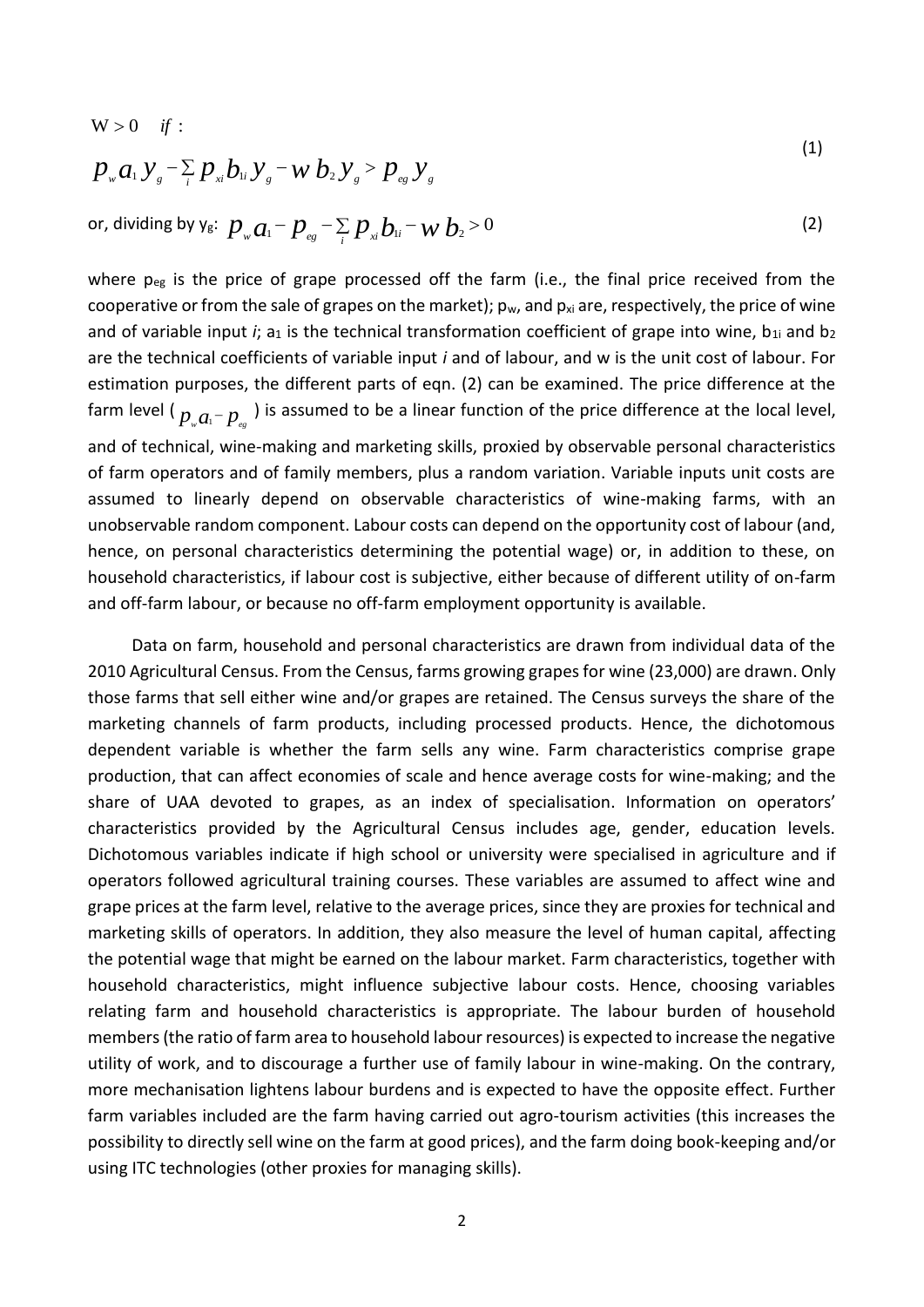$$
\mathrm{W} > 0 \quad if:
$$

$$
p_w a_1 y_g - \sum_i p_{xi} b_{1i} y_g - w\, b_2 y_g > p_{eg} y_g \tag{1}
$$

or, dividing by $y_g$: $p_w a_1 - p_{eg} - \sum_i p_{xi} b_{1i} - w\, b_2 > 0$ (2)

where $p_{eg}$ is the price of grape processed off the farm (i.e., the final price received from the cooperative or from the sale of grapes on the market); $p_w$, and $p_{xi}$ are, respectively, the price of wine and of variable input *i*; $a_1$ is the technical transformation coefficient of grape into wine, $b_{1i}$ and $b_2$ are the technical coefficients of variable input *i* and of labour, and w is the unit cost of labour. For estimation purposes, the different parts of eqn. (2) can be examined. The price difference at the farm level ( $p_w a_1 - p_{eg}$ ) is assumed to be a linear function of the price difference at the local level, and of technical, wine-making and marketing skills, proxied by observable personal characteristics of farm operators and of family members, plus a random variation. Variable inputs unit costs are assumed to linearly depend on observable characteristics of wine-making farms, with an unobservable random component. Labour costs can depend on the opportunity cost of labour (and, hence, on personal characteristics determining the potential wage) or, in addition to these, on household characteristics, if labour cost is subjective, either because of different utility of on-farm and off-farm labour, or because no off-farm employment opportunity is available.

Data on farm, household and personal characteristics are drawn from individual data of the 2010 Agricultural Census. From the Census, farms growing grapes for wine (23,000) are drawn. Only those farms that sell either wine and/or grapes are retained. The Census surveys the share of the marketing channels of farm products, including processed products. Hence, the dichotomous dependent variable is whether the farm sells any wine. Farm characteristics comprise grape production, that can affect economies of scale and hence average costs for wine-making; and the share of UAA devoted to grapes, as an index of specialisation. Information on operators' characteristics provided by the Agricultural Census includes age, gender, education levels. Dichotomous variables indicate if high school or university were specialised in agriculture and if operators followed agricultural training courses. These variables are assumed to affect wine and grape prices at the farm level, relative to the average prices, since they are proxies for technical and marketing skills of operators. In addition, they also measure the level of human capital, affecting the potential wage that might be earned on the labour market. Farm characteristics, together with household characteristics, might influence subjective labour costs. Hence, choosing variables relating farm and household characteristics is appropriate. The labour burden of household members (the ratio of farm area to household labour resources) is expected to increase the negative utility of work, and to discourage a further use of family labour in wine-making. On the contrary, more mechanisation lightens labour burdens and is expected to have the opposite effect. Further farm variables included are the farm having carried out agro-tourism activities (this increases the possibility to directly sell wine on the farm at good prices), and the farm doing book-keeping and/or using ITC technologies (other proxies for managing skills).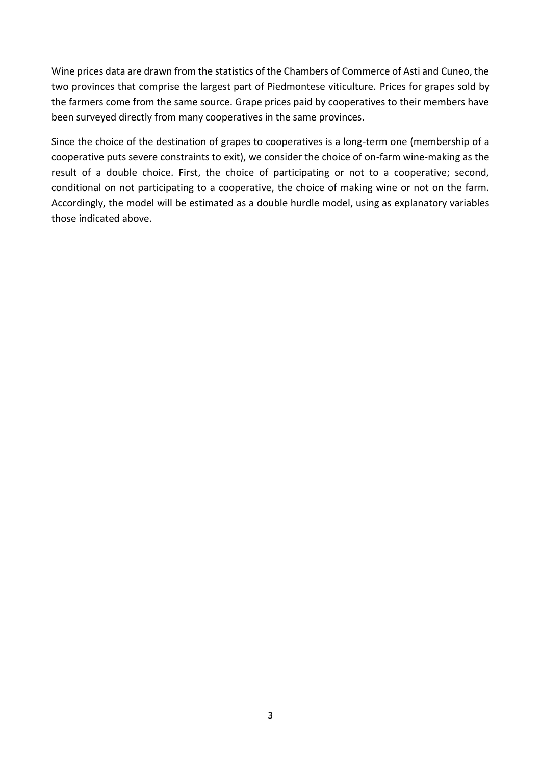Wine prices data are drawn from the statistics of the Chambers of Commerce of Asti and Cuneo, the two provinces that comprise the largest part of Piedmontese viticulture. Prices for grapes sold by the farmers come from the same source. Grape prices paid by cooperatives to their members have been surveyed directly from many cooperatives in the same provinces.

Since the choice of the destination of grapes to cooperatives is a long-term one (membership of a cooperative puts severe constraints to exit), we consider the choice of on-farm wine-making as the result of a double choice. First, the choice of participating or not to a cooperative; second, conditional on not participating to a cooperative, the choice of making wine or not on the farm. Accordingly, the model will be estimated as a double hurdle model, using as explanatory variables those indicated above.